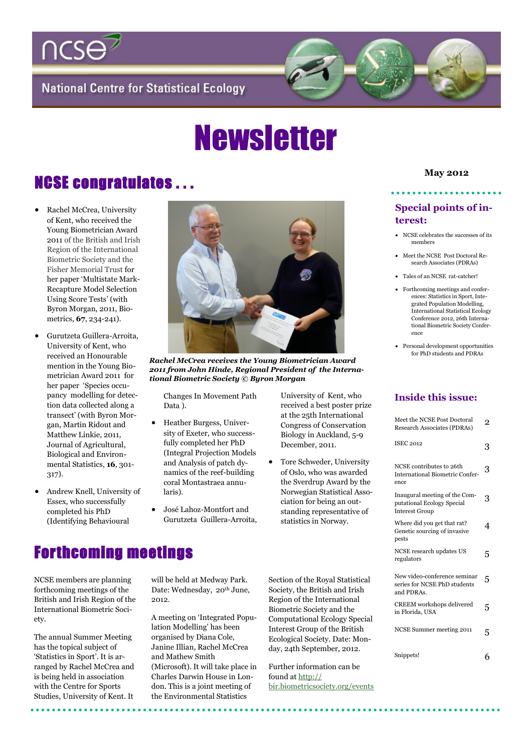# National Centre for Statistical Ecology

# Newsletter

**May 2012**

## NCSE congratulates . . .

- Rachel McCrea, University of Kent, who received the Young Biometrician Award 2011 of the British and Irish Region of the International Biometric Society and the Fisher Memorial Trust for her paper 'Multistate Mark-Recapture Model Selection Using Score Tests' (with Byron Morgan, 2011, Biometrics, **67**, 234-241).
- Gurutzeta Guillera-Arroita, University of Kent, who received an Honourable mention in the Young Biometrician Award 2011 for her paper 'Species occupancy modelling for detection data collected along a transect' (with Byron Morgan, Martin Ridout and Matthew Linkie, 2011, Journal of Agricultural, Biological and Environmental Statistics, **16**, 301-317).
- Andrew Knell, University of Essex, who successfully completed his PhD (Identifying Behavioural Changes In Movement Path Data ).
- Heather Burgess, University of Exeter, who successfully completed her PhD (Integral Projection Models and Analysis of patch dynamics of the reef-building coral Montastraea annularis).
- José Lahoz-Montfort and Gurutzeta Guillera-Arroita, University of Kent, who received a best poster prize at the 25th International Congress of Conservation Biology in Auckland, 5-9 December, 2011.
- Tore Schweder, University of Oslo, who was awarded the Sverdrup Award by the Norwegian Statistical Association for being an outstanding representative of statistics in Norway.

***Rachel McCrea receives the Young Biometrician Award 2011 from John Hinde, Regional President of the International Biometric Society © Byron Morgan***

## Forthcoming meetings

NCSE members are planning forthcoming meetings of the British and Irish Region of the International Biometric Society.

The annual Summer Meeting has the topical subject of 'Statistics in Sport'. It is arranged by Rachel McCrea and is being held in association with the Centre for Sports Studies, University of Kent. It will be held at Medway Park. Date: Wednesday, 20th June, 2012.

A meeting on 'Integrated Population Modelling' has been organised by Diana Cole, Janine Illian, Rachel McCrea and Mathew Smith (Microsoft). It will take place in Charles Darwin House in London. This is a joint meeting of the Environmental Statistics Section of the Royal Statistical Society, the British and Irish Region of the International Biometric Society and the Computational Ecology Special Interest Group of the British Ecological Society. Date: Monday, 24th September, 2012.

Further information can be found at http://bir.biometricsociety.org/events

### Special points of interest:

- NCSE celebrates the successes of its members
- Meet the NCSE Post Doctoral Research Associates (PDRAs)
- Tales of an NCSE rat-catcher!
- Forthcoming meetings and conferences: Statistics in Sport, Integrated Population Modelling, International Statistical Ecology Conference 2012, 26th International Biometric Society Conference
- Personal development opportunities for PhD students and PDRAs

### Inside this issue:

| | |
|---|---|
| Meet the NCSE Post Doctoral Research Associates (PDRAs) | 2 |
| ISEC 2012 | 3 |
| NCSE contributes to 26th International Biometric Conference | 3 |
| Inaugural meeting of the Computational Ecology Special Interest Group | 3 |
| Where did you get that rat? Genetic sourcing of invasive pests | 4 |
| NCSE research updates US regulators | 5 |
| New video-conference seminar series for NCSE PhD students and PDRAs. | 5 |
| CREEM workshops delivered in Florida, USA | 5 |
| NCSE Summer meeting 2011 | 5 |
| Snippets! | 6 |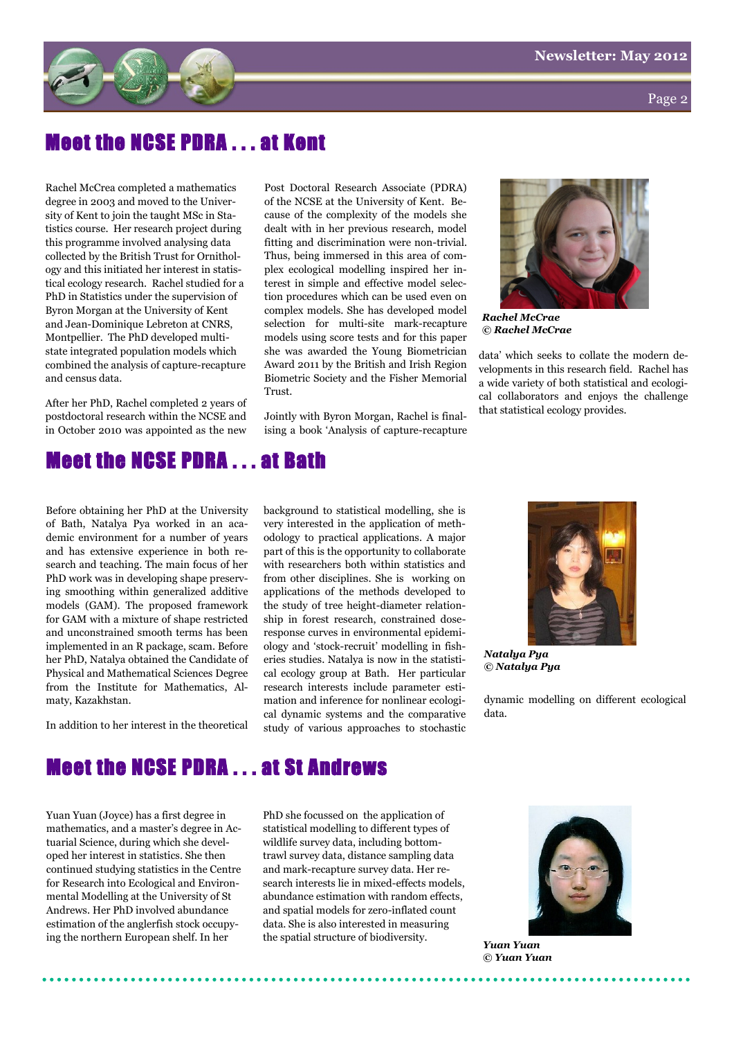## Meet the NCSE PDRA . . . at Kent

Rachel McCrea completed a mathematics degree in 2003 and moved to the University of Kent to join the taught MSc in Statistics course. Her research project during this programme involved analysing data collected by the British Trust for Ornithology and this initiated her interest in statistical ecology research. Rachel studied for a PhD in Statistics under the supervision of Byron Morgan at the University of Kent and Jean-Dominique Lebreton at CNRS, Montpellier. The PhD developed multi-state integrated population models which combined the analysis of capture-recapture and census data.

After her PhD, Rachel completed 2 years of postdoctoral research within the NCSE and in October 2010 was appointed as the new Post Doctoral Research Associate (PDRA) of the NCSE at the University of Kent. Because of the complexity of the models she dealt with in her previous research, model fitting and discrimination were non-trivial. Thus, being immersed in this area of complex ecological modelling inspired her interest in simple and effective model selection procedures which can be used even on complex models. She has developed model selection for multi-site mark-recapture models using score tests and for this paper she was awarded the Young Biometrician Award 2011 by the British and Irish Region Biometric Society and the Fisher Memorial Trust.

Jointly with Byron Morgan, Rachel is finalising a book 'Analysis of capture-recapture data' which seeks to collate the modern developments in this research field. Rachel has a wide variety of both statistical and ecological collaborators and enjoys the challenge that statistical ecology provides.

***Rachel McCrae***
***© Rachel McCrae***

## Meet the NCSE PDRA . . . at Bath

Before obtaining her PhD at the University of Bath, Natalya Pya worked in an academic environment for a number of years and has extensive experience in both research and teaching. The main focus of her PhD work was in developing shape preserving smoothing within generalized additive models (GAM). The proposed framework for GAM with a mixture of shape restricted and unconstrained smooth terms has been implemented in an R package, scam. Before her PhD, Natalya obtained the Candidate of Physical and Mathematical Sciences Degree from the Institute for Mathematics, Almaty, Kazakhstan.

In addition to her interest in the theoretical background to statistical modelling, she is very interested in the application of methodology to practical applications. A major part of this is the opportunity to collaborate with researchers both within statistics and from other disciplines. She is working on applications of the methods developed to the study of tree height-diameter relationship in forest research, constrained dose-response curves in environmental epidemiology and 'stock-recruit' modelling in fisheries studies. Natalya is now in the statistical ecology group at Bath. Her particular research interests include parameter estimation and inference for nonlinear ecological dynamic systems and the comparative study of various approaches to stochastic dynamic modelling on different ecological data.

***Natalya Pya***
***© Natalya Pya***

## Meet the NCSE PDRA . . . at St Andrews

Yuan Yuan (Joyce) has a first degree in mathematics, and a master's degree in Actuarial Science, during which she developed her interest in statistics. She then continued studying statistics in the Centre for Research into Ecological and Environmental Modelling at the University of St Andrews. Her PhD involved abundance estimation of the anglerfish stock occupying the northern European shelf. In her PhD she focussed on the application of statistical modelling to different types of wildlife survey data, including bottom-trawl survey data, distance sampling data and mark-recapture survey data. Her research interests lie in mixed-effects models, abundance estimation with random effects, and spatial models for zero-inflated count data. She is also interested in measuring the spatial structure of biodiversity.

***Yuan Yuan***
***© Yuan Yuan***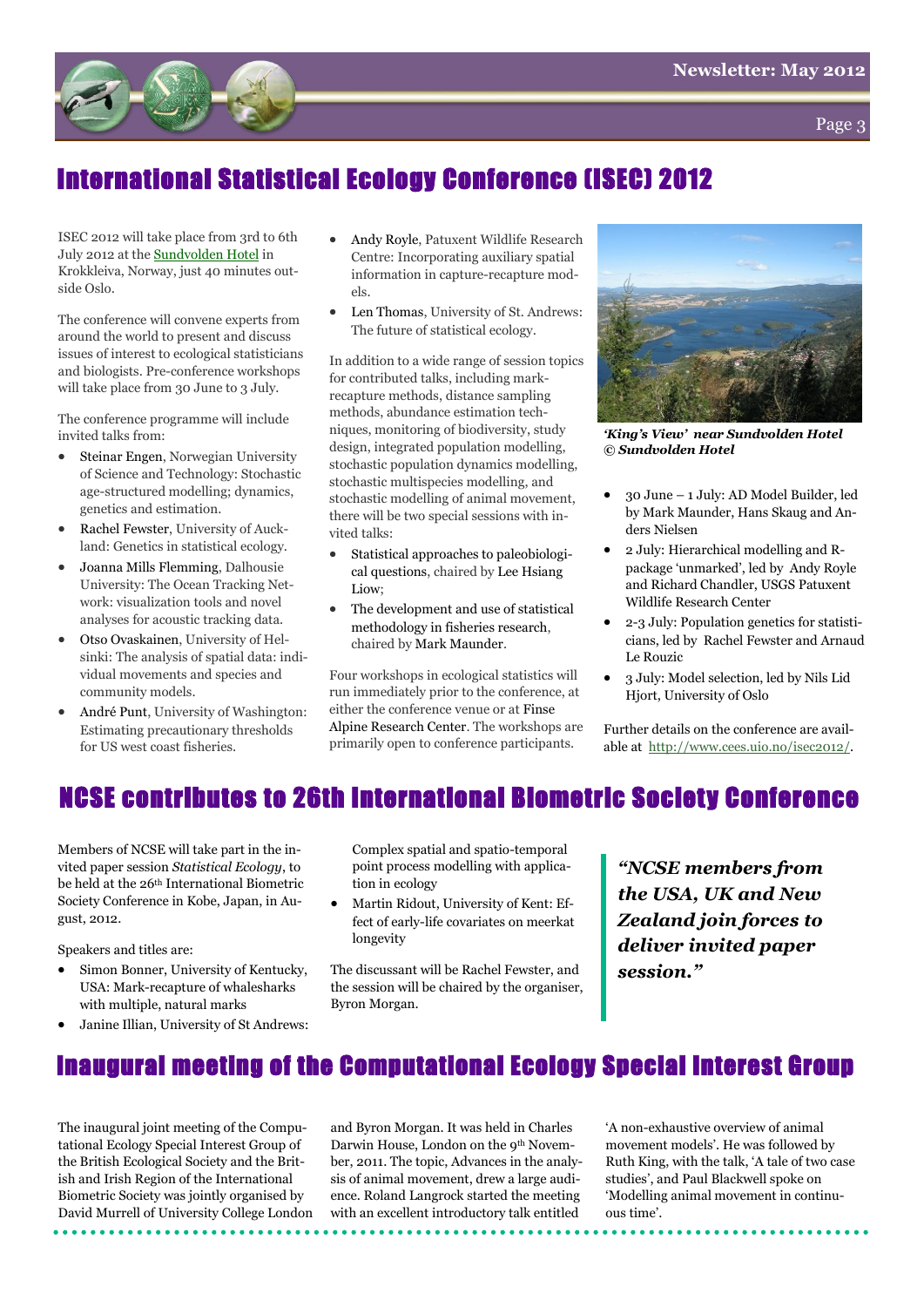# International Statistical Ecology Conference (ISEC) 2012

ISEC 2012 will take place from 3rd to 6th July 2012 at the Sundvolden Hotel in Krokkleiva, Norway, just 40 minutes outside Oslo.

The conference will convene experts from around the world to present and discuss issues of interest to ecological statisticians and biologists. Pre-conference workshops will take place from 30 June to 3 July.

The conference programme will include invited talks from:

- Steinar Engen, Norwegian University of Science and Technology: Stochastic age-structured modelling; dynamics, genetics and estimation.
- Rachel Fewster, University of Auckland: Genetics in statistical ecology.
- Joanna Mills Flemming, Dalhousie University: The Ocean Tracking Network: visualization tools and novel analyses for acoustic tracking data.
- Otso Ovaskainen, University of Helsinki: The analysis of spatial data: individual movements and species and community models.
- André Punt, University of Washington: Estimating precautionary thresholds for US west coast fisheries.
- Andy Royle, Patuxent Wildlife Research Centre: Incorporating auxiliary spatial information in capture-recapture models.
- Len Thomas, University of St. Andrews: The future of statistical ecology.

In addition to a wide range of session topics for contributed talks, including mark-recapture methods, distance sampling methods, abundance estimation techniques, monitoring of biodiversity, study design, integrated population modelling, stochastic population dynamics modelling, stochastic multispecies modelling, and stochastic modelling of animal movement, there will be two special sessions with invited talks:

- Statistical approaches to paleobiological questions, chaired by Lee Hsiang Liow;
- The development and use of statistical methodology in fisheries research, chaired by Mark Maunder.

Four workshops in ecological statistics will run immediately prior to the conference, at either the conference venue or at Finse Alpine Research Center. The workshops are primarily open to conference participants.

***'King's View' near Sundvolden Hotel © Sundvolden Hotel***

- 30 June – 1 July: AD Model Builder, led by Mark Maunder, Hans Skaug and Anders Nielsen
- 2 July: Hierarchical modelling and R-package 'unmarked', led by Andy Royle and Richard Chandler, USGS Patuxent Wildlife Research Center
- 2-3 July: Population genetics for statisticians, led by Rachel Fewster and Arnaud Le Rouzic
- 3 July: Model selection, led by Nils Lid Hjort, University of Oslo

Further details on the conference are available at http://www.cees.uio.no/isec2012/.

# NCSE contributes to 26th International Biometric Society Conference

Members of NCSE will take part in the invited paper session *Statistical Ecology*, to be held at the 26th International Biometric Society Conference in Kobe, Japan, in August, 2012.

Speakers and titles are:

- Simon Bonner, University of Kentucky, USA: Mark-recapture of whalesharks with multiple, natural marks
- Janine Illian, University of St Andrews: Complex spatial and spatio-temporal point process modelling with application in ecology
- Martin Ridout, University of Kent: Effect of early-life covariates on meerkat longevity

The discussant will be Rachel Fewster, and the session will be chaired by the organiser, Byron Morgan.

> ***"NCSE members from the USA, UK and New Zealand join forces to deliver invited paper session."***

# Inaugural meeting of the Computational Ecology Special Interest Group

The inaugural joint meeting of the Computational Ecology Special Interest Group of the British Ecological Society and the British and Irish Region of the International Biometric Society was jointly organised by David Murrell of University College London and Byron Morgan. It was held in Charles Darwin House, London on the 9th November, 2011. The topic, Advances in the analysis of animal movement, drew a large audience. Roland Langrock started the meeting with an excellent introductory talk entitled 'A non-exhaustive overview of animal movement models'. He was followed by Ruth King, with the talk, 'A tale of two case studies', and Paul Blackwell spoke on 'Modelling animal movement in continuous time'.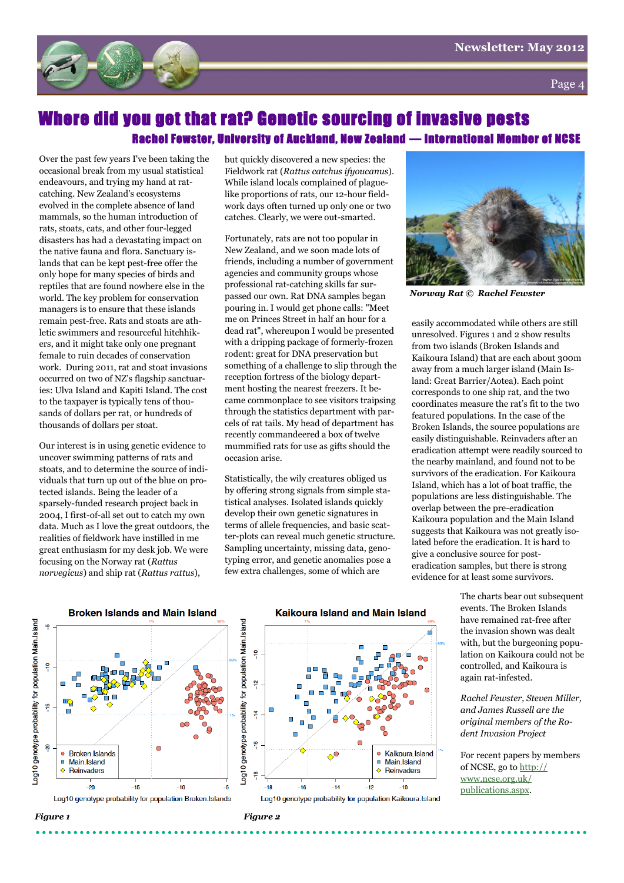# Where did you get that rat? Genetic sourcing of invasive pests

## Rachel Fewster, University of Auckland, New Zealand — International Member of NCSE

Over the past few years I've been taking the occasional break from my usual statistical endeavours, and trying my hand at rat-catching. New Zealand's ecosystems evolved in the complete absence of land mammals, so the human introduction of rats, stoats, cats, and other four-legged disasters has had a devastating impact on the native fauna and flora. Sanctuary islands that can be kept pest-free offer the only hope for many species of birds and reptiles that are found nowhere else in the world. The key problem for conservation managers is to ensure that these islands remain pest-free. Rats and stoats are athletic swimmers and resourceful hitchhikers, and it might take only one pregnant female to ruin decades of conservation work. During 2011, rat and stoat invasions occurred on two of NZ's flagship sanctuaries: Ulva Island and Kapiti Island. The cost to the taxpayer is typically tens of thousands of dollars per rat, or hundreds of thousands of dollars per stoat.

Our interest is in using genetic evidence to uncover swimming patterns of rats and stoats, and to determine the source of individuals that turn up out of the blue on protected islands. Being the leader of a sparsely-funded research project back in 2004, I first-of-all set out to catch my own data. Much as I love the great outdoors, the realities of fieldwork have instilled in me great enthusiasm for my desk job. We were focusing on the Norway rat (*Rattus norvegicus*) and ship rat (*Rattus rattus*), but quickly discovered a new species: the Fieldwork rat (*Rattus catchus ifyoucanus*). While island locals complained of plague-like proportions of rats, our 12-hour field-work days often turned up only one or two catches. Clearly, we were out-smarted.

Fortunately, rats are not too popular in New Zealand, and we soon made lots of friends, including a number of government agencies and community groups whose professional rat-catching skills far surpassed our own. Rat DNA samples began pouring in. I would get phone calls: "Meet me on Princes Street in half an hour for a dead rat", whereupon I would be presented with a dripping package of formerly-frozen rodent: great for DNA preservation but something of a challenge to slip through the reception fortress of the biology department hosting the nearest freezers. It became commonplace to see visitors traipsing through the statistics department with parcels of rat tails. My head of department has recently commandeered a box of twelve mummified rats for use as gifts should the occasion arise.

Statistically, the wily creatures obliged us by offering strong signals from simple statistical analyses. Isolated islands quickly develop their own genetic signatures in terms of allele frequencies, and basic scatter-plots can reveal much genetic structure. Sampling uncertainty, missing data, genotyping error, and genetic anomalies pose a few extra challenges, some of which are easily accommodated while others are still unresolved. Figures 1 and 2 show results from two islands (Broken Islands and Kaikoura Island) that are each about 300m away from a much larger island (Main Island: Great Barrier/Aotea). Each point corresponds to one ship rat, and the two coordinates measure the rat's fit to the two featured populations. In the case of the Broken Islands, the source populations are easily distinguishable. Reinvaders after an eradication attempt were readily sourced to the nearby mainland, and found not to be survivors of the eradication. For Kaikoura Island, which has a lot of boat traffic, the populations are less distinguishable. The overlap between the pre-eradication Kaikoura population and the Main Island suggests that Kaikoura was not greatly isolated before the eradication. It is hard to give a conclusive source for post-eradication samples, but there is strong evidence for at least some survivors.

*Norway Rat © Rachel Fewster*

*Figure 1*

*Figure 2*

The charts bear out subsequent events. The Broken Islands have remained rat-free after the invasion shown was dealt with, but the burgeoning population on Kaikoura could not be controlled, and Kaikoura is again rat-infested.

*Rachel Fewster, Steven Miller, and James Russell are the original members of the Rodent Invasion Project*

For recent papers by members of NCSE, go to http://www.ncse.org.uk/publications.aspx.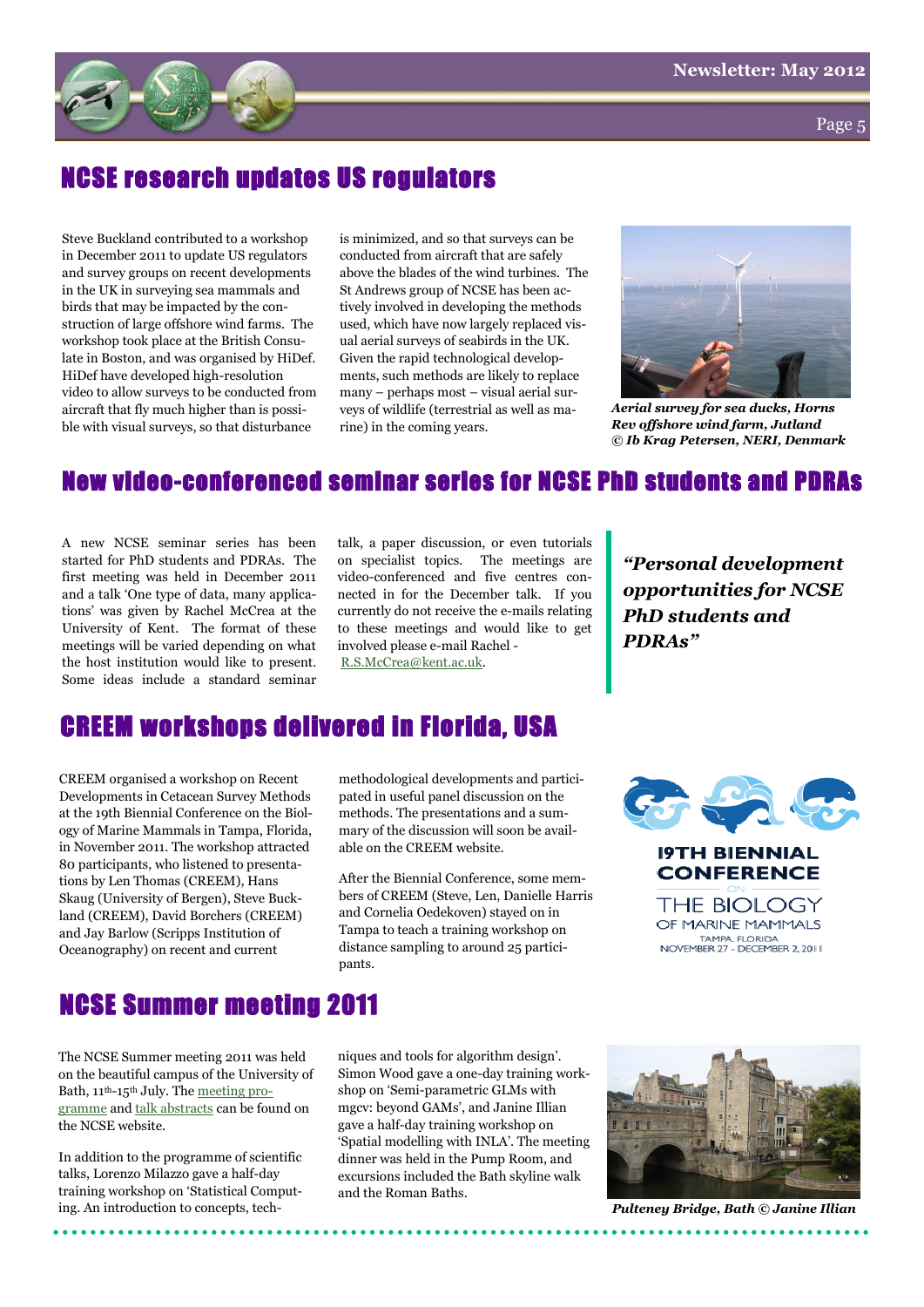## NCSE research updates US regulators

Steve Buckland contributed to a workshop in December 2011 to update US regulators and survey groups on recent developments in the UK in surveying sea mammals and birds that may be impacted by the construction of large offshore wind farms. The workshop took place at the British Consulate in Boston, and was organised by HiDef. HiDef have developed high-resolution video to allow surveys to be conducted from aircraft that fly much higher than is possible with visual surveys, so that disturbance is minimized, and so that surveys can be conducted from aircraft that are safely above the blades of the wind turbines. The St Andrews group of NCSE has been actively involved in developing the methods used, which have now largely replaced visual aerial surveys of seabirds in the UK. Given the rapid technological developments, such methods are likely to replace many – perhaps most – visual aerial surveys of wildlife (terrestrial as well as marine) in the coming years.

***Aerial survey for sea ducks, Horns Rev offshore wind farm, Jutland © Ib Krag Petersen, NERI, Denmark***

## New video-conferenced seminar series for NCSE PhD students and PDRAs

A new NCSE seminar series has been started for PhD students and PDRAs. The first meeting was held in December 2011 and a talk 'One type of data, many applications' was given by Rachel McCrea at the University of Kent. The format of these meetings will be varied depending on what the host institution would like to present. Some ideas include a standard seminar talk, a paper discussion, or even tutorials on specialist topics. The meetings are video-conferenced and five centres connected in for the December talk. If you currently do not receive the e-mails relating to these meetings and would like to get involved please e-mail Rachel - R.S.McCrea@kent.ac.uk.

***"Personal development opportunities for NCSE PhD students and PDRAs"***

## CREEM workshops delivered in Florida, USA

CREEM organised a workshop on Recent Developments in Cetacean Survey Methods at the 19th Biennial Conference on the Biology of Marine Mammals in Tampa, Florida, in November 2011. The workshop attracted 80 participants, who listened to presentations by Len Thomas (CREEM), Hans Skaug (University of Bergen), Steve Buckland (CREEM), David Borchers (CREEM) and Jay Barlow (Scripps Institution of Oceanography) on recent and current methodological developments and participated in useful panel discussion on the methods. The presentations and a summary of the discussion will soon be available on the CREEM website.

After the Biennial Conference, some members of CREEM (Steve, Len, Danielle Harris and Cornelia Oedekoven) stayed on in Tampa to teach a training workshop on distance sampling to around 25 participants.

19TH BIENNIAL CONFERENCE ON THE BIOLOGY OF MARINE MAMMALS
TAMPA, FLORIDA
NOVEMBER 27 - DECEMBER 2, 2011

## NCSE Summer meeting 2011

The NCSE Summer meeting 2011 was held on the beautiful campus of the University of Bath, 11th-15th July. The meeting programme and talk abstracts can be found on the NCSE website.

In addition to the programme of scientific talks, Lorenzo Milazzo gave a half-day training workshop on 'Statistical Computing. An introduction to concepts, techniques and tools for algorithm design'. Simon Wood gave a one-day training workshop on 'Semi-parametric GLMs with mgcv: beyond GAMs', and Janine Illian gave a half-day training workshop on 'Spatial modelling with INLA'. The meeting dinner was held in the Pump Room, and excursions included the Bath skyline walk and the Roman Baths.

***Pulteney Bridge, Bath © Janine Illian***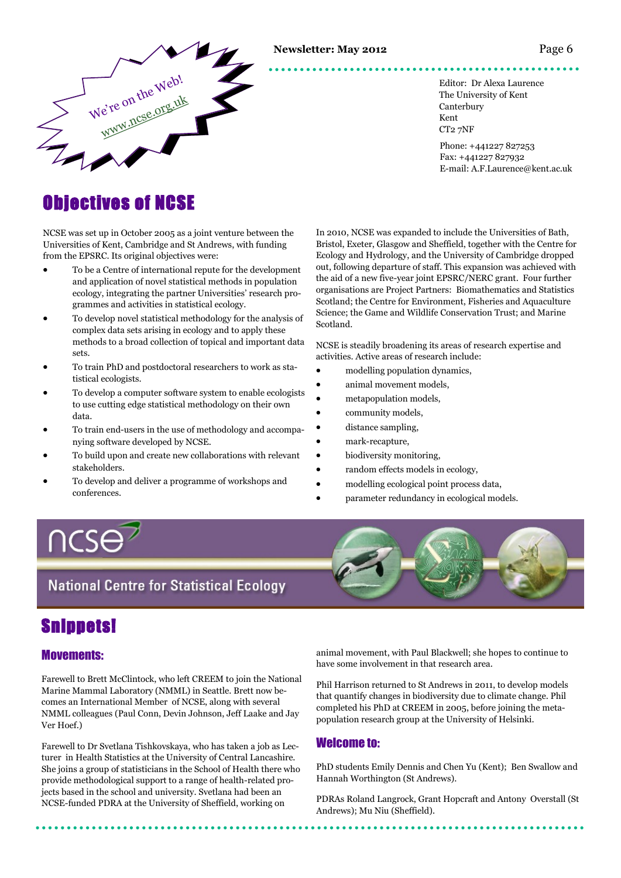We're on the Web!
www.ncse.org.uk

Editor: Dr Alexa Laurence
The University of Kent
Canterbury
Kent
CT2 7NF

Phone: +441227 827253
Fax: +441227 827932
E-mail: A.F.Laurence@kent.ac.uk

# Objectives of NCSE

NCSE was set up in October 2005 as a joint venture between the Universities of Kent, Cambridge and St Andrews, with funding from the EPSRC. Its original objectives were:

- To be a Centre of international repute for the development and application of novel statistical methods in population ecology, integrating the partner Universities' research programmes and activities in statistical ecology.
- To develop novel statistical methodology for the analysis of complex data sets arising in ecology and to apply these methods to a broad collection of topical and important data sets.
- To train PhD and postdoctoral researchers to work as statistical ecologists.
- To develop a computer software system to enable ecologists to use cutting edge statistical methodology on their own data.
- To train end-users in the use of methodology and accompanying software developed by NCSE.
- To build upon and create new collaborations with relevant stakeholders.
- To develop and deliver a programme of workshops and conferences.

In 2010, NCSE was expanded to include the Universities of Bath, Bristol, Exeter, Glasgow and Sheffield, together with the Centre for Ecology and Hydrology, and the University of Cambridge dropped out, following departure of staff. This expansion was achieved with the aid of a new five-year joint EPSRC/NERC grant. Four further organisations are Project Partners: Biomathematics and Statistics Scotland; the Centre for Environment, Fisheries and Aquaculture Science; the Game and Wildlife Conservation Trust; and Marine Scotland.

NCSE is steadily broadening its areas of research expertise and activities. Active areas of research include:

- modelling population dynamics,
- animal movement models,
- metapopulation models,
- community models,
- distance sampling,
- mark-recapture,
- biodiversity monitoring,
- random effects models in ecology,
- modelling ecological point process data,
- parameter redundancy in ecological models.

ncse
National Centre for Statistical Ecology

# Snippets!

## Movements:

Farewell to Brett McClintock, who left CREEM to join the National Marine Mammal Laboratory (NMML) in Seattle. Brett now becomes an International Member of NCSE, along with several NMML colleagues (Paul Conn, Devin Johnson, Jeff Laake and Jay Ver Hoef.)

Farewell to Dr Svetlana Tishkovskaya, who has taken a job as Lecturer in Health Statistics at the University of Central Lancashire. She joins a group of statisticians in the School of Health there who provide methodological support to a range of health-related projects based in the school and university. Svetlana had been an NCSE-funded PDRA at the University of Sheffield, working on animal movement, with Paul Blackwell; she hopes to continue to have some involvement in that research area.

Phil Harrison returned to St Andrews in 2011, to develop models that quantify changes in biodiversity due to climate change. Phil completed his PhD at CREEM in 2005, before joining the metapopulation research group at the University of Helsinki.

## Welcome to:

PhD students Emily Dennis and Chen Yu (Kent); Ben Swallow and Hannah Worthington (St Andrews).

PDRAs Roland Langrock, Grant Hopcraft and Antony Overstall (St Andrews); Mu Niu (Sheffield).